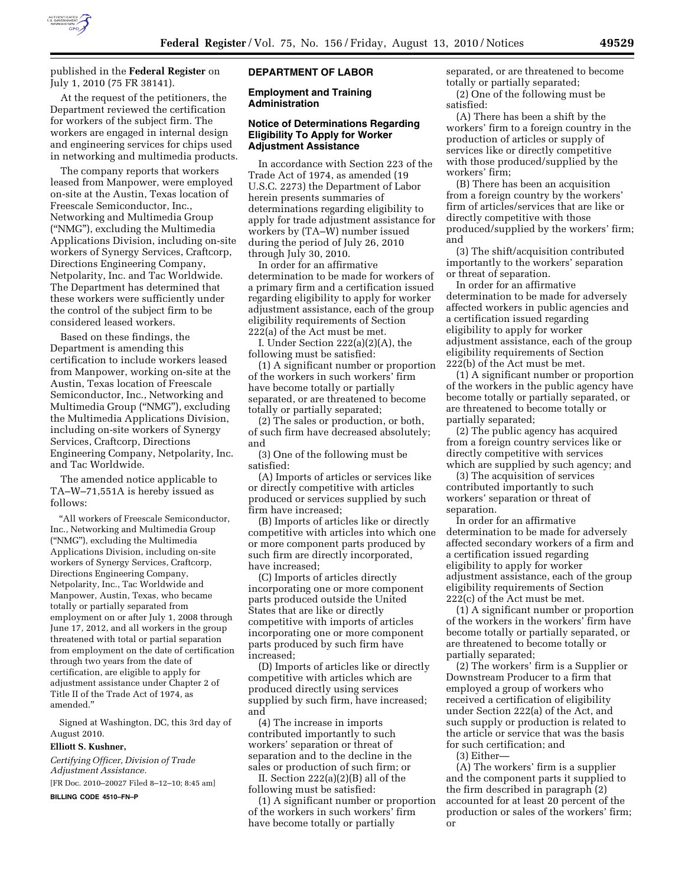published in the **Federal Register** on July 1, 2010 (75 FR 38141).

At the request of the petitioners, the Department reviewed the certification for workers of the subject firm. The workers are engaged in internal design and engineering services for chips used in networking and multimedia products.

The company reports that workers leased from Manpower, were employed on-site at the Austin, Texas location of Freescale Semiconductor, Inc., Networking and Multimedia Group ("NMG"), excluding the Multimedia Applications Division, including on-site workers of Synergy Services, Craftcorp, Directions Engineering Company, Netpolarity, Inc. and Tac Worldwide. The Department has determined that these workers were sufficiently under the control of the subject firm to be considered leased workers.

Based on these findings, the Department is amending this certification to include workers leased from Manpower, working on-site at the Austin, Texas location of Freescale Semiconductor, Inc., Networking and Multimedia Group ("NMG"), excluding the Multimedia Applications Division, including on-site workers of Synergy Services, Craftcorp, Directions Engineering Company, Netpolarity, Inc. and Tac Worldwide.

The amended notice applicable to TA–W–71,551A is hereby issued as follows:

"All workers of Freescale Semiconductor, Inc., Networking and Multimedia Group ("NMG"), excluding the Multimedia Applications Division, including on-site workers of Synergy Services, Craftcorp, Directions Engineering Company, Netpolarity, Inc., Tac Worldwide and Manpower, Austin, Texas, who became totally or partially separated from employment on or after July 1, 2008 through June 17, 2012, and all workers in the group threatened with total or partial separation from employment on the date of certification through two years from the date of certification, are eligible to apply for adjustment assistance under Chapter 2 of Title II of the Trade Act of 1974, as amended."

Signed at Washington, DC, this 3rd day of August 2010.

**Elliott S. Kushner,**

*Certifying Officer, Division of Trade Adjustment Assistance.*

[FR Doc. 2010–20027 Filed 8–12–10; 8:45 am]

**BILLING CODE 4510–FN–P**

## DEPARTMENT OF LABOR

### Employment and Training Administration

### Notice of Determinations Regarding Eligibility To Apply for Worker Adjustment Assistance

In accordance with Section 223 of the Trade Act of 1974, as amended (19 U.S.C. 2273) the Department of Labor herein presents summaries of determinations regarding eligibility to apply for trade adjustment assistance for workers by (TA–W) number issued during the period of July 26, 2010 through July 30, 2010.

In order for an affirmative determination to be made for workers of a primary firm and a certification issued regarding eligibility to apply for worker adjustment assistance, each of the group eligibility requirements of Section 222(a) of the Act must be met.

I. Under Section 222(a)(2)(A), the following must be satisfied:

(1) A significant number or proportion of the workers in such workers' firm have become totally or partially separated, or are threatened to become totally or partially separated;

(2) The sales or production, or both, of such firm have decreased absolutely; and

(3) One of the following must be satisfied:

(A) Imports of articles or services like or directly competitive with articles produced or services supplied by such firm have increased;

(B) Imports of articles like or directly competitive with articles into which one or more component parts produced by such firm are directly incorporated, have increased;

(C) Imports of articles directly incorporating one or more component parts produced outside the United States that are like or directly competitive with imports of articles incorporating one or more component parts produced by such firm have increased;

(D) Imports of articles like or directly competitive with articles which are produced directly using services supplied by such firm, have increased; and

(4) The increase in imports contributed importantly to such workers' separation or threat of separation and to the decline in the sales or production of such firm; or

II. Section 222(a)(2)(B) all of the following must be satisfied:

(1) A significant number or proportion of the workers in such workers' firm have become totally or partially separated, or are threatened to become totally or partially separated;

(2) One of the following must be satisfied:

(A) There has been a shift by the workers' firm to a foreign country in the production of articles or supply of services like or directly competitive with those produced/supplied by the workers' firm;

(B) There has been an acquisition from a foreign country by the workers' firm of articles/services that are like or directly competitive with those produced/supplied by the workers' firm; and

(3) The shift/acquisition contributed importantly to the workers' separation or threat of separation.

In order for an affirmative determination to be made for adversely affected workers in public agencies and a certification issued regarding eligibility to apply for worker adjustment assistance, each of the group eligibility requirements of Section 222(b) of the Act must be met.

(1) A significant number or proportion of the workers in the public agency have become totally or partially separated, or are threatened to become totally or partially separated;

(2) The public agency has acquired from a foreign country services like or directly competitive with services which are supplied by such agency; and

(3) The acquisition of services contributed importantly to such workers' separation or threat of separation.

In order for an affirmative determination to be made for adversely affected secondary workers of a firm and a certification issued regarding eligibility to apply for worker adjustment assistance, each of the group eligibility requirements of Section 222(c) of the Act must be met.

(1) A significant number or proportion of the workers in the workers' firm have become totally or partially separated, or are threatened to become totally or partially separated;

(2) The workers' firm is a Supplier or Downstream Producer to a firm that employed a group of workers who received a certification of eligibility under Section 222(a) of the Act, and such supply or production is related to the article or service that was the basis for such certification; and

(3) Either—

(A) The workers' firm is a supplier and the component parts it supplied to the firm described in paragraph (2) accounted for at least 20 percent of the production or sales of the workers' firm; or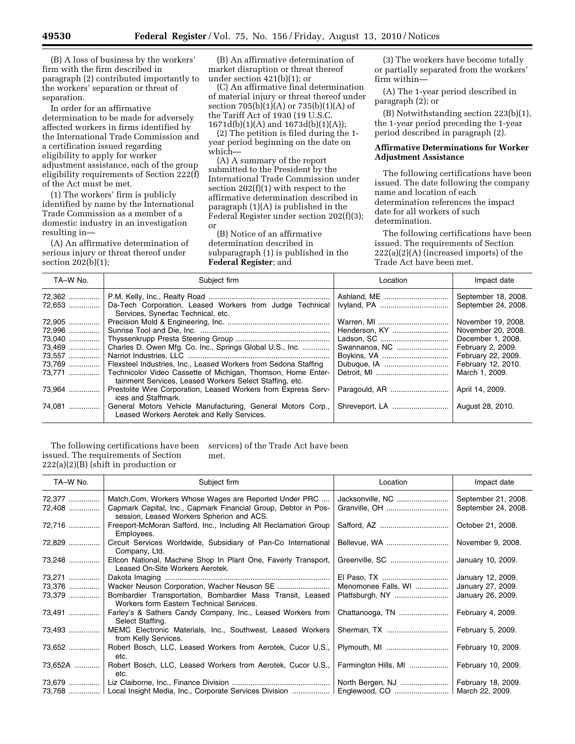(B) A loss of business by the workers' firm with the firm described in paragraph (2) contributed importantly to the workers' separation or threat of separation.

In order for an affirmative determination to be made for adversely affected workers in firms identified by the International Trade Commission and a certification issued regarding eligibility to apply for worker adjustment assistance, each of the group eligibility requirements of Section 222(f) of the Act must be met.

(1) The workers' firm is publicly identified by name by the International Trade Commission as a member of a domestic industry in an investigation resulting in—

(A) An affirmative determination of serious injury or threat thereof under section 202(b)(1);

(B) An affirmative determination of market disruption or threat thereof under section 421(b)(1); or

(C) An affirmative final determination of material injury or threat thereof under section 705(b)(1)(A) or 735(b)(1)(A) of the Tariff Act of 1930 (19 U.S.C. 1671d(b)(1)(A) and 1673d(b)(1)(A));

(2) The petition is filed during the 1-year period beginning on the date on which—

(A) A summary of the report submitted to the President by the International Trade Commission under section 202(f)(1) with respect to the affirmative determination described in paragraph (1)(A) is published in the Federal Register under section 202(f)(3); or

(B) Notice of an affirmative determination described in subparagraph (1) is published in the **Federal Register**; and

(3) The workers have become totally or partially separated from the workers' firm within—

(A) The 1-year period described in paragraph (2); or

(B) Notwithstanding section 223(b)(1), the 1-year period preceding the 1-year period described in paragraph (2).

**Affirmative Determinations for Worker Adjustment Assistance**

The following certifications have been issued. The date following the company name and location of each determination references the impact date for all workers of such determination.

The following certifications have been issued. The requirements of Section 222(a)(2)(A) (increased imports) of the Trade Act have been met.

| TA–W No. | Subject firm | Location | Impact date |
|---|---|---|---|
| 72,362 | P.M. Kelly, Inc., Realty Road | Ashland, ME | September 18, 2008. |
| 72,653 | Da-Tech Corporation, Leased Workers from Judge Technical Services, Synerfac Technical, etc. | Ivyland, PA | September 24, 2008. |
| 72,905 | Precision Mold & Engineering, Inc. | Warren, MI | November 19, 2008. |
| 72,996 | Sunrise Tool and Die, Inc. | Henderson, KY | November 20, 2008. |
| 73,040 | Thyssenkrupp Presta Steering Group | Ladson, SC | December 1, 2008. |
| 73,469 | Charles D. Owen Mfg. Co. Inc., Springs Global U.S., Inc. | Swannanoa, NC | February 2, 2009. |
| 73,557 | Narriot Industries, LLC | Boykins, VA | February 22, 2009. |
| 73,769 | Flexsteel Industries, Inc., Leased Workers from Sedona Staffing | Dubuque, IA | February 12, 2010. |
| 73,771 | Technicolor Video Cassette of Michigan, Thomson, Home Entertainment Services, Leased Workers Select Staffing, etc. | Detroit, MI | March 1, 2009. |
| 73,964 | Prestolite Wire Corporation, Leased Workers from Express Services and Staffmark. | Paragould, AR | April 14, 2009. |
| 74,081 | General Motors Vehicle Manufacturing, General Motors Corp., Leased Workers Aerotek and Kelly Services. | Shreveport, LA | August 28, 2010. |

The following certifications have been issued. The requirements of Section 222(a)(2)(B) (shift in production or services) of the Trade Act have been met.

| TA–W No. | Subject firm | Location | Impact date |
|---|---|---|---|
| 72,377 | Match.Com, Workers Whose Wages are Reported Under PRC | Jacksonville, NC | September 21, 2008. |
| 72,408 | Capmark Capital, Inc., Capmark Financial Group, Debtor in Possession, Leased Workers Spherion and ACS. | Granville, OH | September 24, 2008. |
| 72,716 | Freeport-McMoran Safford, Inc., Including All Reclamation Group Employees. | Safford, AZ | October 21, 2008. |
| 72,829 | Circuit Services Worldwide, Subsidiary of Pan-Co International Company, Ltd. | Bellevue, WA | November 9, 2008. |
| 73,248 | Ellcon National, Machine Shop In Plant One, Faverly Transport, Leased On-Site Workers Aerotek. | Greenville, SC | January 10, 2009. |
| 73,271 | Dakota Imaging | El Paso, TX | January 12, 2009. |
| 73,376 | Wacker Neuson Corporation, Wacher Neuson SE | Menomonee Falls, WI | January 27, 2009. |
| 73,379 | Bombardier Transportation, Bombardier Mass Transit, Leased Workers form Eastern Technical Services. | Plattsburgh, NY | January 26, 2009. |
| 73,491 | Farley's & Sathers Candy Company, Inc., Leased Workers from Select Staffing. | Chattanooga, TN | February 4, 2009. |
| 73,493 | MEMC Electronic Materials, Inc., Southwest, Leased Workers from Kelly Services. | Sherman, TX | February 5, 2009. |
| 73,652 | Robert Bosch, LLC, Leased Workers from Aerotek, Cucor U.S., etc. | Plymouth, MI | February 10, 2009. |
| 73,652A | Robert Bosch, LLC, Leased Workers from Aerotek, Cucor U.S., etc. | Farmington Hills, MI | February 10, 2009. |
| 73,679 | Liz Claiborne, Inc., Finance Division | North Bergen, NJ | February 18, 2009. |
| 73,768 | Local Insight Media, Inc., Corporate Services Division | Englewood, CO | March 22, 2009. |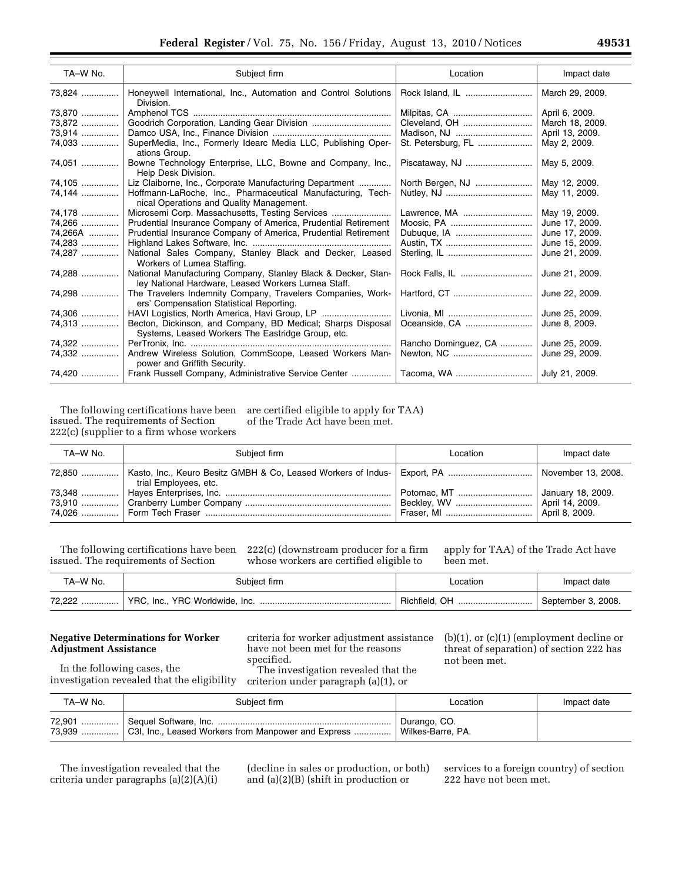| TA–W No. | Subject firm | Location | Impact date |
|---|---|---|---|
| 73,824 | Honeywell International, Inc., Automation and Control Solutions Division. | Rock Island, IL | March 29, 2009. |
| 73,870 | Amphenol TCS | Milpitas, CA | April 6, 2009. |
| 73,872 | Goodrich Corporation, Landing Gear Division | Cleveland, OH | March 18, 2009. |
| 73,914 | Damco USA, Inc., Finance Division | Madison, NJ | April 13, 2009. |
| 74,033 | SuperMedia, Inc., Formerly Idearc Media LLC, Publishing Operations Group. | St. Petersburg, FL | May 2, 2009. |
| 74,051 | Bowne Technology Enterprise, LLC, Bowne and Company, Inc., Help Desk Division. | Piscataway, NJ | May 5, 2009. |
| 74,105 | Liz Claiborne, Inc., Corporate Manufacturing Department | North Bergen, NJ | May 12, 2009. |
| 74,144 | Hoffmann-LaRoche, Inc., Pharmaceutical Manufacturing, Technical Operations and Quality Management. | Nutley, NJ | May 11, 2009. |
| 74,178 | Microsemi Corp. Massachusetts, Testing Services | Lawrence, MA | May 19, 2009. |
| 74,266 | Prudential Insurance Company of America, Prudential Retirement | Moosic, PA | June 17, 2009. |
| 74,266A | Prudential Insurance Company of America, Prudential Retirement | Dubuque, IA | June 17, 2009. |
| 74,283 | Highland Lakes Software, Inc. | Austin, TX | June 15, 2009. |
| 74,287 | National Sales Company, Stanley Black and Decker, Leased Workers of Lumea Staffing. | Sterling, IL | June 21, 2009. |
| 74,288 | National Manufacturing Company, Stanley Black & Decker, Stanley National Hardware, Leased Workers Lumea Staff. | Rock Falls, IL | June 21, 2009. |
| 74,298 | The Travelers Indemnity Company, Travelers Companies, Workers' Compensation Statistical Reporting. | Hartford, CT | June 22, 2009. |
| 74,306 | HAVI Logistics, North America, Havi Group, LP | Livonia, MI | June 25, 2009. |
| 74,313 | Becton, Dickinson, and Company, BD Medical; Sharps Disposal Systems, Leased Workers The Eastridge Group, etc. | Oceanside, CA | June 8, 2009. |
| 74,322 | PerTronix, Inc. | Rancho Dominguez, CA | June 25, 2009. |
| 74,332 | Andrew Wireless Solution, CommScope, Leased Workers Manpower and Griffith Security. | Newton, NC | June 29, 2009. |
| 74,420 | Frank Russell Company, Administrative Service Center | Tacoma, WA | July 21, 2009. |

The following certifications have been issued. The requirements of Section 222(c) (supplier to a firm whose workers are certified eligible to apply for TAA) of the Trade Act have been met.

| TA–W No. | Subject firm | Location | Impact date |
|---|---|---|---|
| 72,850 | Kasto, Inc., Keuro Besitz GMBH & Co, Leased Workers of Industrial Employees, etc. | Export, PA | November 13, 2008. |
| 73,348 | Hayes Enterprises, Inc. | Potomac, MT | January 18, 2009. |
| 73,910 | Cranberry Lumber Company | Beckley, WV | April 14, 2009. |
| 74,026 | Form Tech Fraser | Fraser, MI | April 8, 2009. |

The following certifications have been issued. The requirements of Section 222(c) (downstream producer for a firm whose workers are certified eligible to apply for TAA) of the Trade Act have been met.

| TA–W No. | Subject firm | Location | Impact date |
|---|---|---|---|
| 72,222 | YRC, Inc., YRC Worldwide, Inc. | Richfield, OH | September 3, 2008. |

**Negative Determinations for Worker Adjustment Assistance**

In the following cases, the investigation revealed that the eligibility criteria for worker adjustment assistance have not been met for the reasons specified.

The investigation revealed that the criterion under paragraph (a)(1), or (b)(1), or (c)(1) (employment decline or threat of separation) of section 222 has not been met.

| TA–W No. | Subject firm | Location | Impact date |
|---|---|---|---|
| 72,901 | Sequel Software, Inc. | Durango, CO. | |
| 73,939 | C3I, Inc., Leased Workers from Manpower and Express | Wilkes-Barre, PA. | |

The investigation revealed that the criteria under paragraphs (a)(2)(A)(i) (decline in sales or production, or both) and (a)(2)(B) (shift in production or services to a foreign country) of section 222 have not been met.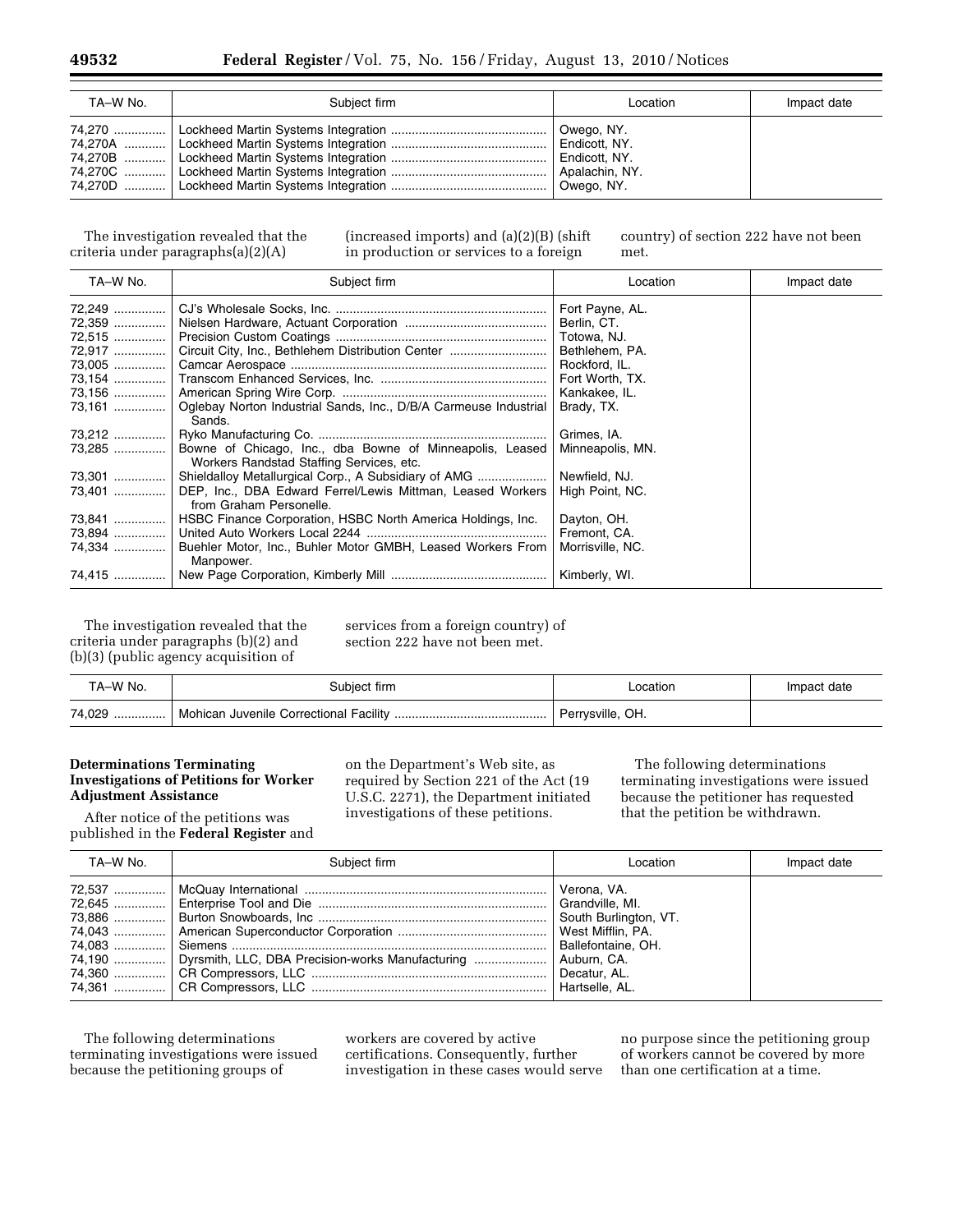| TA–W No. | Subject firm | Location | Impact date |
|---|---|---|---|
| 74,270 | Lockheed Martin Systems Integration | Owego, NY. | |
| 74,270A | Lockheed Martin Systems Integration | Endicott, NY. | |
| 74,270B | Lockheed Martin Systems Integration | Endicott, NY. | |
| 74,270C | Lockheed Martin Systems Integration | Apalachin, NY. | |
| 74,270D | Lockheed Martin Systems Integration | Owego, NY. | |

The investigation revealed that the criteria under paragraphs(a)(2)(A) (increased imports) and (a)(2)(B) (shift in production or services to a foreign country) of section 222 have not been met.

| TA–W No. | Subject firm | Location | Impact date |
|---|---|---|---|
| 72,249 | CJ's Wholesale Socks, Inc. | Fort Payne, AL. | |
| 72,359 | Nielsen Hardware, Actuant Corporation | Berlin, CT. | |
| 72,515 | Precision Custom Coatings | Totowa, NJ. | |
| 72,917 | Circuit City, Inc., Bethlehem Distribution Center | Bethlehem, PA. | |
| 73,005 | Camcar Aerospace | Rockford, IL. | |
| 73,154 | Transcom Enhanced Services, Inc. | Fort Worth, TX. | |
| 73,156 | American Spring Wire Corp. | Kankakee, IL. | |
| 73,161 | Oglebay Norton Industrial Sands, Inc., D/B/A Carmeuse Industrial Sands. | Brady, TX. | |
| 73,212 | Ryko Manufacturing Co. | Grimes, IA. | |
| 73,285 | Bowne of Chicago, Inc., dba Bowne of Minneapolis, Leased Workers Randstad Staffing Services, etc. | Minneapolis, MN. | |
| 73,301 | Shieldalloy Metallurgical Corp., A Subsidiary of AMG | Newfield, NJ. | |
| 73,401 | DEP, Inc., DBA Edward Ferrel/Lewis Mittman, Leased Workers from Graham Personelle. | High Point, NC. | |
| 73,841 | HSBC Finance Corporation, HSBC North America Holdings, Inc. | Dayton, OH. | |
| 73,894 | United Auto Workers Local 2244 | Fremont, CA. | |
| 74,334 | Buehler Motor, Inc., Buhler Motor GMBH, Leased Workers From Manpower. | Morrisville, NC. | |
| 74,415 | New Page Corporation, Kimberly Mill | Kimberly, WI. | |

The investigation revealed that the criteria under paragraphs (b)(2) and (b)(3) (public agency acquisition of services from a foreign country) of section 222 have not been met.

| TA–W No. | Subject firm | Location | Impact date |
|---|---|---|---|
| 74,029 | Mohican Juvenile Correctional Facility | Perrysville, OH. | |

**Determinations Terminating Investigations of Petitions for Worker Adjustment Assistance**

After notice of the petitions was published in the **Federal Register** and on the Department's Web site, as required by Section 221 of the Act (19 U.S.C. 2271), the Department initiated investigations of these petitions.

The following determinations terminating investigations were issued because the petitioner has requested that the petition be withdrawn.

| TA–W No. | Subject firm | Location | Impact date |
|---|---|---|---|
| 72,537 | McQuay International | Verona, VA. | |
| 72,645 | Enterprise Tool and Die | Grandville, MI. | |
| 73,886 | Burton Snowboards, Inc | South Burlington, VT. | |
| 74,043 | American Superconductor Corporation | West Mifflin, PA. | |
| 74,083 | Siemens | Ballefontaine, OH. | |
| 74,190 | Dyrsmith, LLC, DBA Precision-works Manufacturing | Auburn, CA. | |
| 74,360 | CR Compressors, LLC | Decatur, AL. | |
| 74,361 | CR Compressors, LLC | Hartselle, AL. | |

The following determinations terminating investigations were issued because the petitioning groups of workers are covered by active certifications. Consequently, further investigation in these cases would serve no purpose since the petitioning group of workers cannot be covered by more than one certification at a time.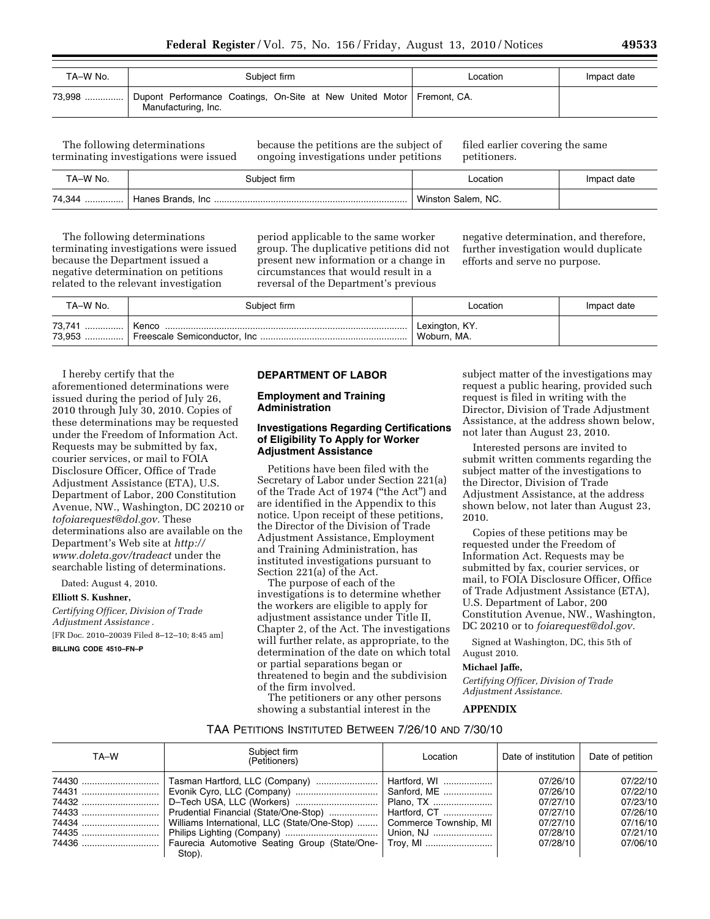| TA–W No. | Subject firm | Location | Impact date |
| --- | --- | --- | --- |
| 73,998 | Dupont Performance Coatings, On-Site at New United Motor Manufacturing, Inc. | Fremont, CA. | |

The following determinations terminating investigations were issued because the petitions are the subject of ongoing investigations under petitions filed earlier covering the same petitioners.

| TA–W No. | Subject firm | Location | Impact date |
| --- | --- | --- | --- |
| 74,344 | Hanes Brands, Inc | Winston Salem, NC. | |

The following determinations terminating investigations were issued because the Department issued a negative determination on petitions related to the relevant investigation period applicable to the same worker group. The duplicative petitions did not present new information or a change in circumstances that would result in a reversal of the Department's previous negative determination, and therefore, further investigation would duplicate efforts and serve no purpose.

| TA–W No. | Subject firm | Location | Impact date |
| --- | --- | --- | --- |
| 73,741 | Kenco | Lexington, KY. | |
| 73,953 | Freescale Semiconductor, Inc | Woburn, MA. | |

I hereby certify that the aforementioned determinations were issued during the period of July 26, 2010 through July 30, 2010. Copies of these determinations may be requested under the Freedom of Information Act. Requests may be submitted by fax, courier services, or mail to FOIA Disclosure Officer, Office of Trade Adjustment Assistance (ETA), U.S. Department of Labor, 200 Constitution Avenue, NW., Washington, DC 20210 or *tofoiarequest@dol.gov.* These determinations also are available on the Department's Web site at *http://www.doleta.gov/tradeact* under the searchable listing of determinations.

Dated: August 4, 2010.

**Elliott S. Kushner,**

*Certifying Officer, Division of Trade Adjustment Assistance .*

[FR Doc. 2010–20039 Filed 8–12–10; 8:45 am]

**BILLING CODE 4510–FN–P**

## DEPARTMENT OF LABOR

### Employment and Training Administration

### Investigations Regarding Certifications of Eligibility To Apply for Worker Adjustment Assistance

Petitions have been filed with the Secretary of Labor under Section 221(a) of the Trade Act of 1974 ("the Act") and are identified in the Appendix to this notice. Upon receipt of these petitions, the Director of the Division of Trade Adjustment Assistance, Employment and Training Administration, has instituted investigations pursuant to Section 221(a) of the Act.

The purpose of each of the investigations is to determine whether the workers are eligible to apply for adjustment assistance under Title II, Chapter 2, of the Act. The investigations will further relate, as appropriate, to the determination of the date on which total or partial separations began or threatened to begin and the subdivision of the firm involved.

The petitioners or any other persons showing a substantial interest in the subject matter of the investigations may request a public hearing, provided such request is filed in writing with the Director, Division of Trade Adjustment Assistance, at the address shown below, not later than August 23, 2010.

Interested persons are invited to submit written comments regarding the subject matter of the investigations to the Director, Division of Trade Adjustment Assistance, at the address shown below, not later than August 23, 2010.

Copies of these petitions may be requested under the Freedom of Information Act. Requests may be submitted by fax, courier services, or mail, to FOIA Disclosure Officer, Office of Trade Adjustment Assistance (ETA), U.S. Department of Labor, 200 Constitution Avenue, NW., Washington, DC 20210 or to *foiarequest@dol.gov.*

Signed at Washington, DC, this 5th of August 2010.

**Michael Jaffe,**

*Certifying Officer, Division of Trade Adjustment Assistance.*

**APPENDIX**

TAA PETITIONS INSTITUTED BETWEEN 7/26/10 AND 7/30/10

| TA–W | Subject firm (Petitioners) | Location | Date of institution | Date of petition |
| --- | --- | --- | --- | --- |
| 74430 | Tasman Hartford, LLC (Company) | Hartford, WI | 07/26/10 | 07/22/10 |
| 74431 | Evonik Cyro, LLC (Company) | Sanford, ME | 07/26/10 | 07/22/10 |
| 74432 | D–Tech USA, LLC (Workers) | Plano, TX | 07/27/10 | 07/23/10 |
| 74433 | Prudential Financial (State/One-Stop) | Hartford, CT | 07/27/10 | 07/26/10 |
| 74434 | Williams International, LLC (State/One-Stop) | Commerce Township, MI | 07/27/10 | 07/16/10 |
| 74435 | Philips Lighting (Company) | Union, NJ | 07/28/10 | 07/21/10 |
| 74436 | Faurecia Automotive Seating Group (State/One-Stop). | Troy, MI | 07/28/10 | 07/06/10 |